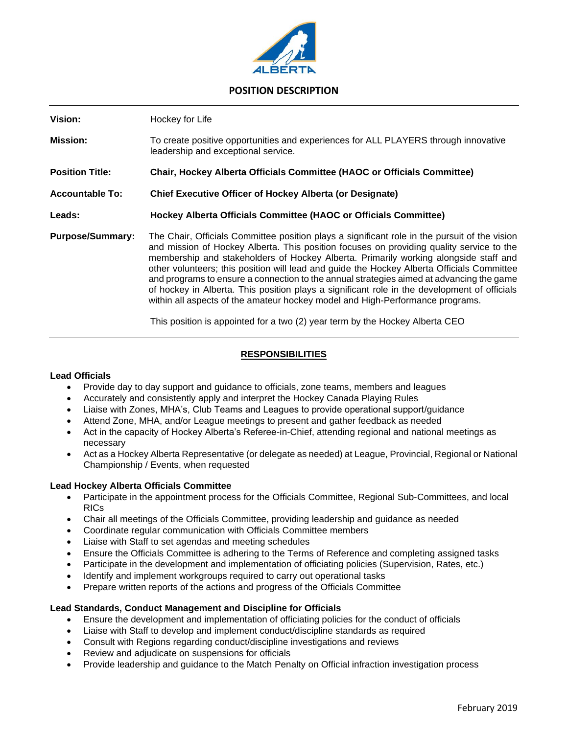# POSITION DESCRIPTION

---

**Vision:** Hockey for Life

**Mission:** To create positive opportunities and experiences for ALL PLAYERS through innovative leadership and exceptional service.

**Position Title:** **Chair, Hockey Alberta Officials Committee (HAOC or Officials Committee)**

**Accountable To:** **Chief Executive Officer of Hockey Alberta (or Designate)**

**Leads:** **Hockey Alberta Officials Committee (HAOC or Officials Committee)**

**Purpose/Summary:** The Chair, Officials Committee position plays a significant role in the pursuit of the vision and mission of Hockey Alberta. This position focuses on providing quality service to the membership and stakeholders of Hockey Alberta. Primarily working alongside staff and other volunteers; this position will lead and guide the Hockey Alberta Officials Committee and programs to ensure a connection to the annual strategies aimed at advancing the game of hockey in Alberta. This position plays a significant role in the development of officials within all aspects of the amateur hockey model and High-Performance programs.

This position is appointed for a two (2) year term by the Hockey Alberta CEO

---

## RESPONSIBILITIES

### Lead Officials

- Provide day to day support and guidance to officials, zone teams, members and leagues
- Accurately and consistently apply and interpret the Hockey Canada Playing Rules
- Liaise with Zones, MHA's, Club Teams and Leagues to provide operational support/guidance
- Attend Zone, MHA, and/or League meetings to present and gather feedback as needed
- Act in the capacity of Hockey Alberta's Referee-in-Chief, attending regional and national meetings as necessary
- Act as a Hockey Alberta Representative (or delegate as needed) at League, Provincial, Regional or National Championship / Events, when requested

### Lead Hockey Alberta Officials Committee

- Participate in the appointment process for the Officials Committee, Regional Sub-Committees, and local RICs
- Chair all meetings of the Officials Committee, providing leadership and guidance as needed
- Coordinate regular communication with Officials Committee members
- Liaise with Staff to set agendas and meeting schedules
- Ensure the Officials Committee is adhering to the Terms of Reference and completing assigned tasks
- Participate in the development and implementation of officiating policies (Supervision, Rates, etc.)
- Identify and implement workgroups required to carry out operational tasks
- Prepare written reports of the actions and progress of the Officials Committee

### Lead Standards, Conduct Management and Discipline for Officials

- Ensure the development and implementation of officiating policies for the conduct of officials
- Liaise with Staff to develop and implement conduct/discipline standards as required
- Consult with Regions regarding conduct/discipline investigations and reviews
- Review and adjudicate on suspensions for officials
- Provide leadership and guidance to the Match Penalty on Official infraction investigation process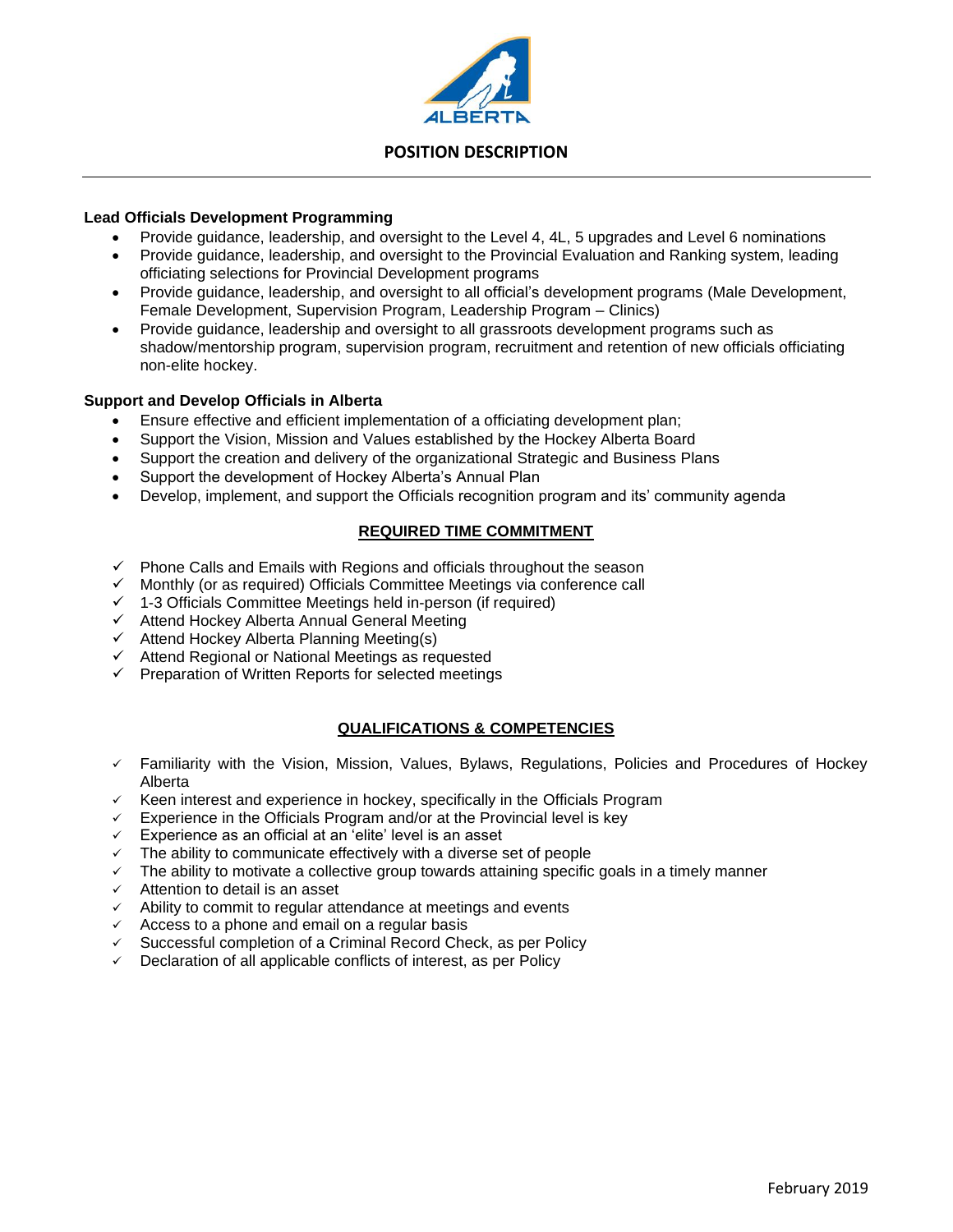## POSITION DESCRIPTION

**Lead Officials Development Programming**

- Provide guidance, leadership, and oversight to the Level 4, 4L, 5 upgrades and Level 6 nominations
- Provide guidance, leadership, and oversight to the Provincial Evaluation and Ranking system, leading officiating selections for Provincial Development programs
- Provide guidance, leadership, and oversight to all official's development programs (Male Development, Female Development, Supervision Program, Leadership Program – Clinics)
- Provide guidance, leadership and oversight to all grassroots development programs such as shadow/mentorship program, supervision program, recruitment and retention of new officials officiating non-elite hockey.

**Support and Develop Officials in Alberta**

- Ensure effective and efficient implementation of a officiating development plan;
- Support the Vision, Mission and Values established by the Hockey Alberta Board
- Support the creation and delivery of the organizational Strategic and Business Plans
- Support the development of Hockey Alberta's Annual Plan
- Develop, implement, and support the Officials recognition program and its' community agenda

## REQUIRED TIME COMMITMENT

- ✓ Phone Calls and Emails with Regions and officials throughout the season
- ✓ Monthly (or as required) Officials Committee Meetings via conference call
- ✓ 1-3 Officials Committee Meetings held in-person (if required)
- ✓ Attend Hockey Alberta Annual General Meeting
- ✓ Attend Hockey Alberta Planning Meeting(s)
- ✓ Attend Regional or National Meetings as requested
- ✓ Preparation of Written Reports for selected meetings

## QUALIFICATIONS & COMPETENCIES

- ✓ Familiarity with the Vision, Mission, Values, Bylaws, Regulations, Policies and Procedures of Hockey Alberta
- ✓ Keen interest and experience in hockey, specifically in the Officials Program
- ✓ Experience in the Officials Program and/or at the Provincial level is key
- ✓ Experience as an official at an 'elite' level is an asset
- ✓ The ability to communicate effectively with a diverse set of people
- ✓ The ability to motivate a collective group towards attaining specific goals in a timely manner
- ✓ Attention to detail is an asset
- ✓ Ability to commit to regular attendance at meetings and events
- ✓ Access to a phone and email on a regular basis
- ✓ Successful completion of a Criminal Record Check, as per Policy
- ✓ Declaration of all applicable conflicts of interest, as per Policy

February 2019